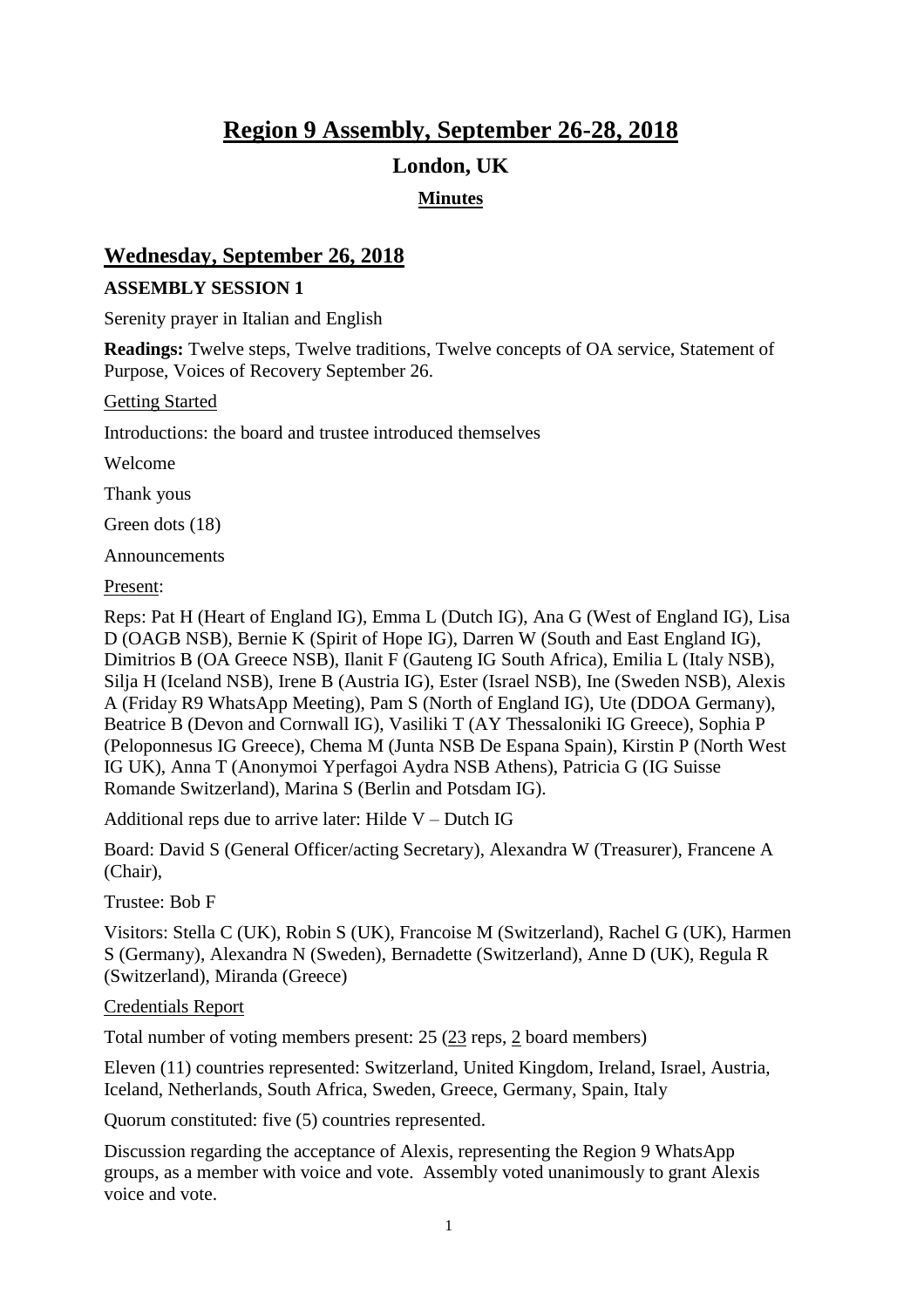# Region 9 Assembly, September 26-28, 2018

## London, UK

### Minutes

## Wednesday, September 26, 2018

**ASSEMBLY SESSION 1**

Serenity prayer in Italian and English

**Readings:** Twelve steps, Twelve traditions, Twelve concepts of OA service, Statement of Purpose, Voices of Recovery September 26.

Getting Started

Introductions: the board and trustee introduced themselves

Welcome

Thank yous

Green dots (18)

Announcements

Present:

Reps: Pat H (Heart of England IG), Emma L (Dutch IG), Ana G (West of England IG), Lisa D (OAGB NSB), Bernie K (Spirit of Hope IG), Darren W (South and East England IG), Dimitrios B (OA Greece NSB), Ilanit F (Gauteng IG South Africa), Emilia L (Italy NSB), Silja H (Iceland NSB), Irene B (Austria IG), Ester (Israel NSB), Ine (Sweden NSB), Alexis A (Friday R9 WhatsApp Meeting), Pam S (North of England IG), Ute (DDOA Germany), Beatrice B (Devon and Cornwall IG), Vasiliki T (AY Thessaloniki IG Greece), Sophia P (Peloponnesus IG Greece), Chema M (Junta NSB De Espana Spain), Kirstin P (North West IG UK), Anna T (Anonymoi Yperfagoi Aydra NSB Athens), Patricia G (IG Suisse Romande Switzerland), Marina S (Berlin and Potsdam IG).

Additional reps due to arrive later: Hilde V – Dutch IG

Board: David S (General Officer/acting Secretary), Alexandra W (Treasurer), Francene A (Chair),

Trustee: Bob F

Visitors: Stella C (UK), Robin S (UK), Francoise M (Switzerland), Rachel G (UK), Harmen S (Germany), Alexandra N (Sweden), Bernadette (Switzerland), Anne D (UK), Regula R (Switzerland), Miranda (Greece)

Credentials Report

Total number of voting members present: 25 (23 reps, 2 board members)

Eleven (11) countries represented: Switzerland, United Kingdom, Ireland, Israel, Austria, Iceland, Netherlands, South Africa, Sweden, Greece, Germany, Spain, Italy

Quorum constituted: five (5) countries represented.

Discussion regarding the acceptance of Alexis, representing the Region 9 WhatsApp groups, as a member with voice and vote. Assembly voted unanimously to grant Alexis voice and vote.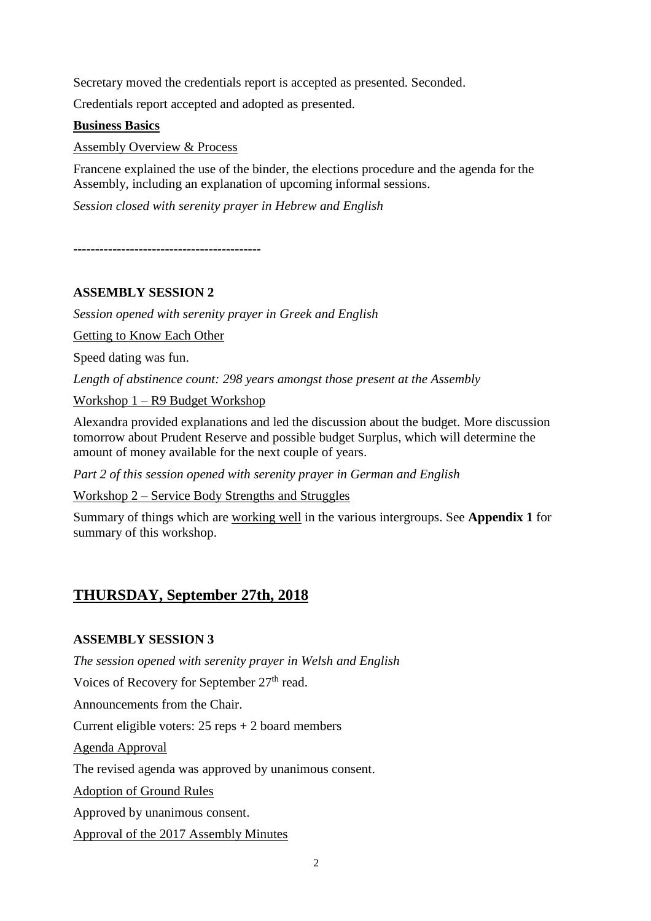Secretary moved the credentials report is accepted as presented. Seconded.

Credentials report accepted and adopted as presented.

**Business Basics**

Assembly Overview & Process

Francene explained the use of the binder, the elections procedure and the agenda for the Assembly, including an explanation of upcoming informal sessions.

*Session closed with serenity prayer in Hebrew and English*

------------------------------------------

**ASSEMBLY SESSION 2**

*Session opened with serenity prayer in Greek and English*

Getting to Know Each Other

Speed dating was fun.

*Length of abstinence count: 298 years amongst those present at the Assembly*

Workshop 1 – R9 Budget Workshop

Alexandra provided explanations and led the discussion about the budget. More discussion tomorrow about Prudent Reserve and possible budget Surplus, which will determine the amount of money available for the next couple of years.

*Part 2 of this session opened with serenity prayer in German and English*

Workshop 2 – Service Body Strengths and Struggles

Summary of things which are working well in the various intergroups. See **Appendix 1** for summary of this workshop.

## THURSDAY, September 27th, 2018

**ASSEMBLY SESSION 3**

*The session opened with serenity prayer in Welsh and English*

Voices of Recovery for September 27th read.

Announcements from the Chair.

Current eligible voters: 25 reps + 2 board members

Agenda Approval

The revised agenda was approved by unanimous consent.

Adoption of Ground Rules

Approved by unanimous consent.

Approval of the 2017 Assembly Minutes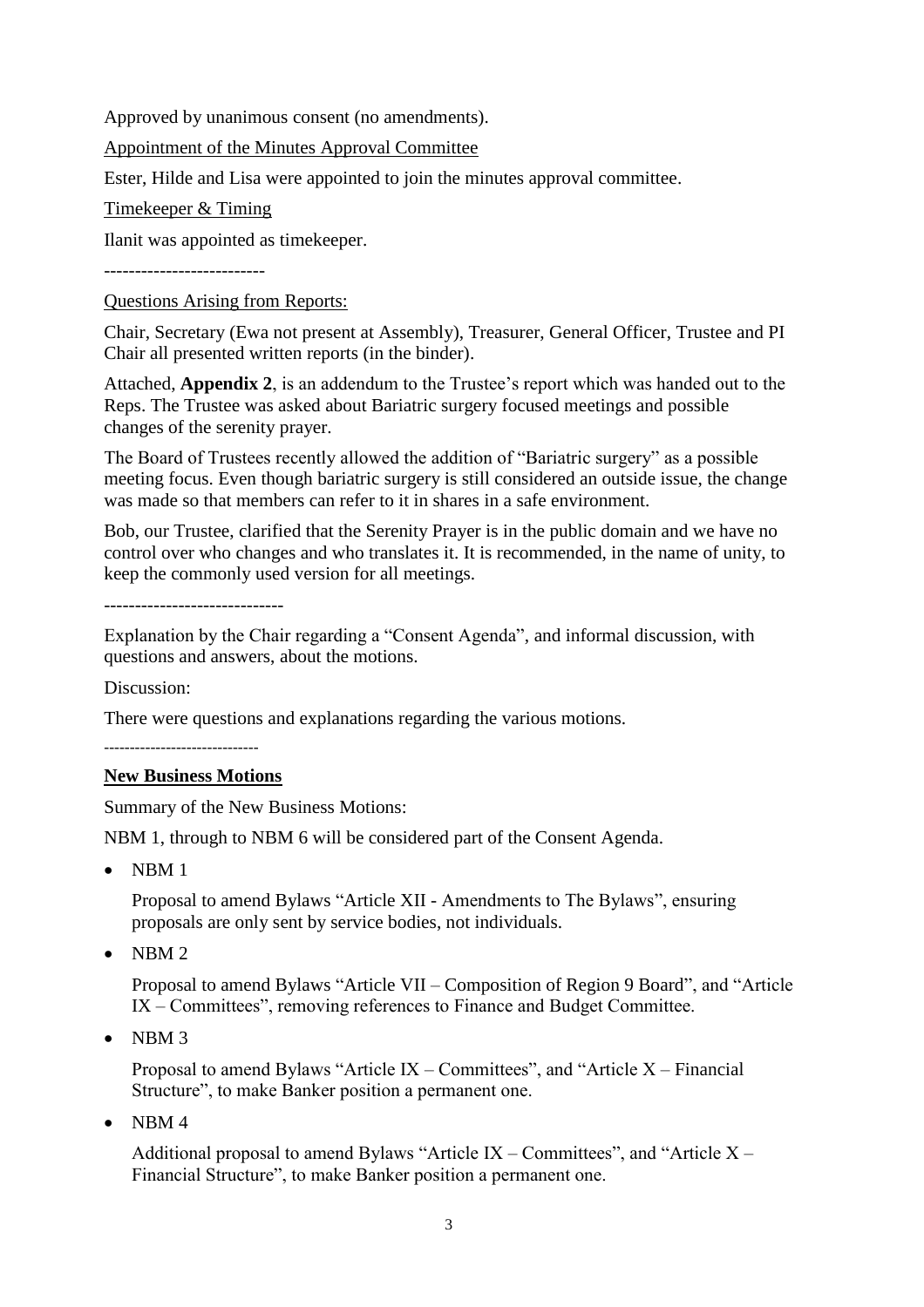Approved by unanimous consent (no amendments).

Appointment of the Minutes Approval Committee

Ester, Hilde and Lisa were appointed to join the minutes approval committee.

Timekeeper & Timing

Ilanit was appointed as timekeeper.

--------------------------

Questions Arising from Reports:

Chair, Secretary (Ewa not present at Assembly), Treasurer, General Officer, Trustee and PI Chair all presented written reports (in the binder).

Attached, **Appendix 2**, is an addendum to the Trustee's report which was handed out to the Reps. The Trustee was asked about Bariatric surgery focused meetings and possible changes of the serenity prayer.

The Board of Trustees recently allowed the addition of "Bariatric surgery" as a possible meeting focus. Even though bariatric surgery is still considered an outside issue, the change was made so that members can refer to it in shares in a safe environment.

Bob, our Trustee, clarified that the Serenity Prayer is in the public domain and we have no control over who changes and who translates it. It is recommended, in the name of unity, to keep the commonly used version for all meetings.

-----------------------------

Explanation by the Chair regarding a "Consent Agenda", and informal discussion, with questions and answers, about the motions.

Discussion:

There were questions and explanations regarding the various motions.

------------------------------

**New Business Motions**

Summary of the New Business Motions:

NBM 1, through to NBM 6 will be considered part of the Consent Agenda.

- NBM 1

  Proposal to amend Bylaws "Article XII - Amendments to The Bylaws", ensuring proposals are only sent by service bodies, not individuals.

- NBM 2

  Proposal to amend Bylaws "Article VII – Composition of Region 9 Board", and "Article IX – Committees", removing references to Finance and Budget Committee.

- NBM 3

  Proposal to amend Bylaws "Article IX – Committees", and "Article X – Financial Structure", to make Banker position a permanent one.

- NBM 4

  Additional proposal to amend Bylaws "Article IX – Committees", and "Article X – Financial Structure", to make Banker position a permanent one.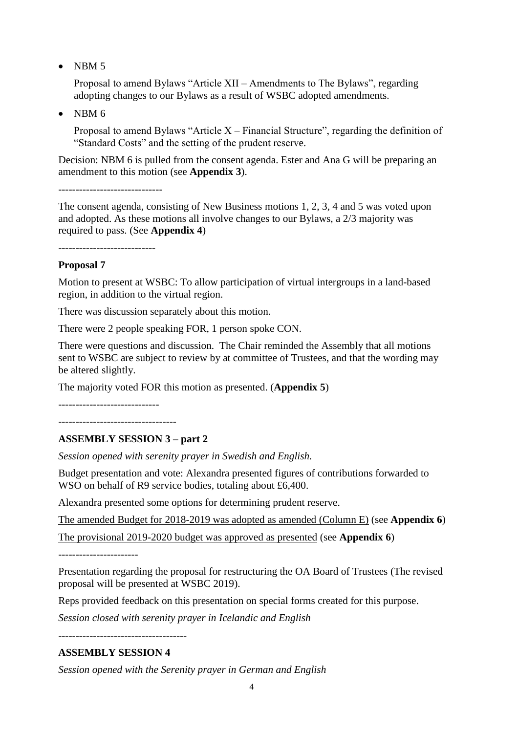- NBM 5

  Proposal to amend Bylaws "Article XII – Amendments to The Bylaws", regarding adopting changes to our Bylaws as a result of WSBC adopted amendments.

- NBM 6

  Proposal to amend Bylaws "Article X – Financial Structure", regarding the definition of "Standard Costs" and the setting of the prudent reserve.

Decision: NBM 6 is pulled from the consent agenda. Ester and Ana G will be preparing an amendment to this motion (see **Appendix 3**).

------------------------------

The consent agenda, consisting of New Business motions 1, 2, 3, 4 and 5 was voted upon and adopted. As these motions all involve changes to our Bylaws, a 2/3 majority was required to pass. (See **Appendix 4**)

----------------------------

**Proposal 7**

Motion to present at WSBC: To allow participation of virtual intergroups in a land-based region, in addition to the virtual region.

There was discussion separately about this motion.

There were 2 people speaking FOR, 1 person spoke CON.

There were questions and discussion. The Chair reminded the Assembly that all motions sent to WSBC are subject to review by at committee of Trustees, and that the wording may be altered slightly.

The majority voted FOR this motion as presented. (**Appendix 5**)

-----------------------------

----------------------------------

**ASSEMBLY SESSION 3 – part 2**

*Session opened with serenity prayer in Swedish and English.*

Budget presentation and vote: Alexandra presented figures of contributions forwarded to WSO on behalf of R9 service bodies, totaling about £6,400.

Alexandra presented some options for determining prudent reserve.

<u>The amended Budget for 2018-2019 was adopted as amended (Column E)</u> (see **Appendix 6**)

<u>The provisional 2019-2020 budget was approved as presented</u> (see **Appendix 6**)

-----------------------

Presentation regarding the proposal for restructuring the OA Board of Trustees (The revised proposal will be presented at WSBC 2019).

Reps provided feedback on this presentation on special forms created for this purpose.

*Session closed with serenity prayer in Icelandic and English*

-------------------------------------

**ASSEMBLY SESSION 4**

*Session opened with the Serenity prayer in German and English*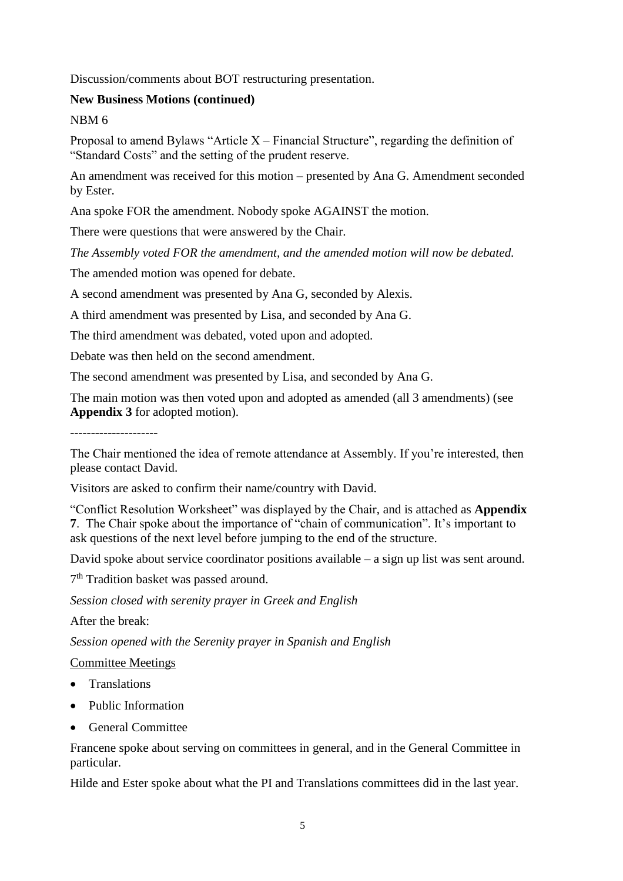Discussion/comments about BOT restructuring presentation.

**New Business Motions (continued)**

NBM 6

Proposal to amend Bylaws "Article X – Financial Structure", regarding the definition of "Standard Costs" and the setting of the prudent reserve.

An amendment was received for this motion – presented by Ana G. Amendment seconded by Ester.

Ana spoke FOR the amendment. Nobody spoke AGAINST the motion.

There were questions that were answered by the Chair.

*The Assembly voted FOR the amendment, and the amended motion will now be debated.*

The amended motion was opened for debate.

A second amendment was presented by Ana G, seconded by Alexis.

A third amendment was presented by Lisa, and seconded by Ana G.

The third amendment was debated, voted upon and adopted.

Debate was then held on the second amendment.

The second amendment was presented by Lisa, and seconded by Ana G.

The main motion was then voted upon and adopted as amended (all 3 amendments) (see **Appendix 3** for adopted motion).

---------------------

The Chair mentioned the idea of remote attendance at Assembly. If you're interested, then please contact David.

Visitors are asked to confirm their name/country with David.

"Conflict Resolution Worksheet" was displayed by the Chair, and is attached as **Appendix 7**. The Chair spoke about the importance of "chain of communication". It's important to ask questions of the next level before jumping to the end of the structure.

David spoke about service coordinator positions available – a sign up list was sent around.

7th Tradition basket was passed around.

*Session closed with serenity prayer in Greek and English*

After the break:

*Session opened with the Serenity prayer in Spanish and English*

Committee Meetings

- Translations
- Public Information
- General Committee

Francene spoke about serving on committees in general, and in the General Committee in particular.

Hilde and Ester spoke about what the PI and Translations committees did in the last year.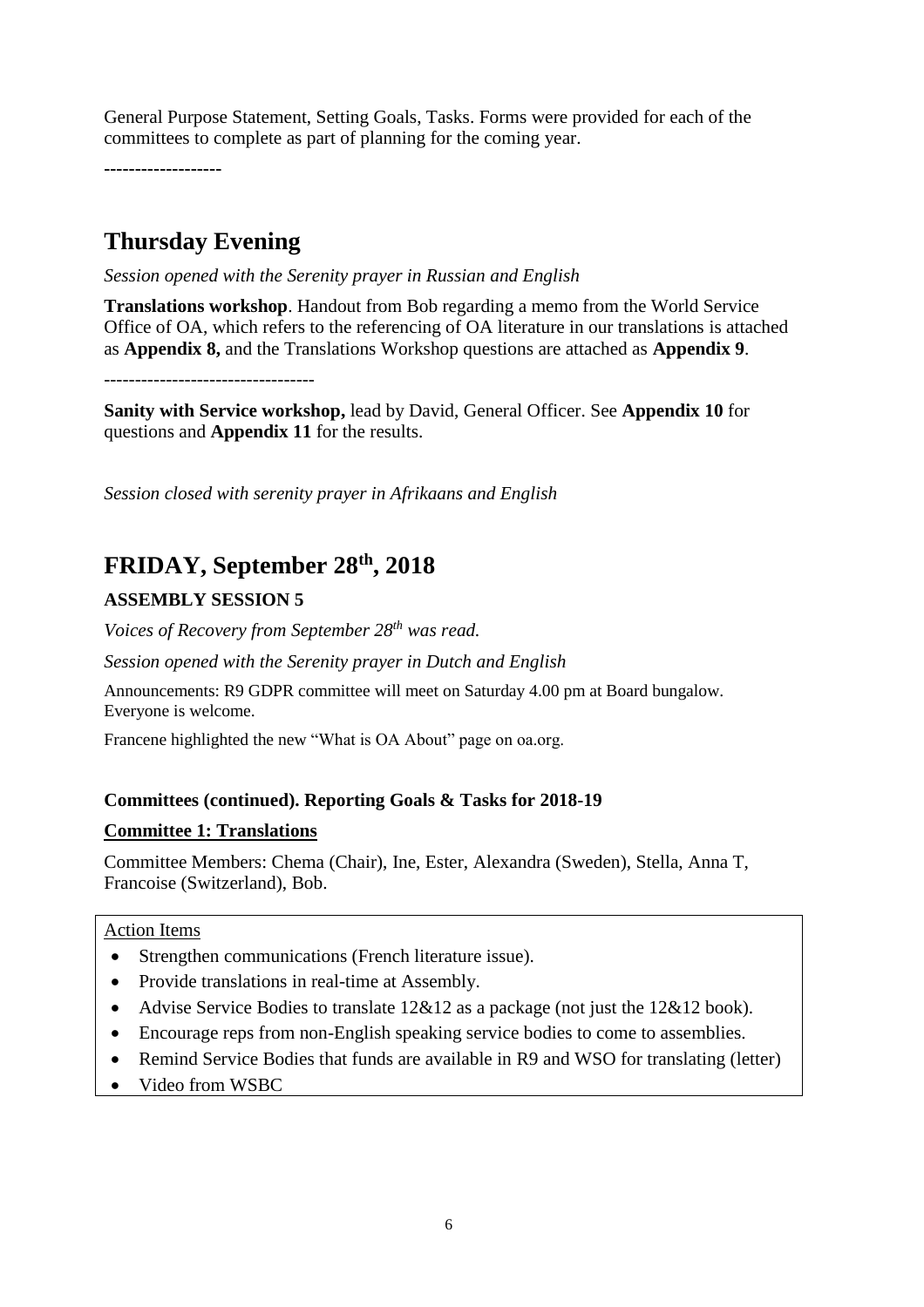General Purpose Statement, Setting Goals, Tasks. Forms were provided for each of the committees to complete as part of planning for the coming year.

-------------------

## Thursday Evening

*Session opened with the Serenity prayer in Russian and English*

**Translations workshop**. Handout from Bob regarding a memo from the World Service Office of OA, which refers to the referencing of OA literature in our translations is attached as **Appendix 8,** and the Translations Workshop questions are attached as **Appendix 9**.

----------------------------------

**Sanity with Service workshop,** lead by David, General Officer. See **Appendix 10** for questions and **Appendix 11** for the results.

*Session closed with serenity prayer in Afrikaans and English*

## FRIDAY, September 28th, 2018

### ASSEMBLY SESSION 5

*Voices of Recovery from September 28th was read.*

*Session opened with the Serenity prayer in Dutch and English*

Announcements: R9 GDPR committee will meet on Saturday 4.00 pm at Board bungalow. Everyone is welcome.

Francene highlighted the new "What is OA About" page on oa.org.

### Committees (continued). Reporting Goals & Tasks for 2018-19

**Committee 1: Translations**

Committee Members: Chema (Chair), Ine, Ester, Alexandra (Sweden), Stella, Anna T, Francoise (Switzerland), Bob.

Action Items

- Strengthen communications (French literature issue).
- Provide translations in real-time at Assembly.
- Advise Service Bodies to translate 12&12 as a package (not just the 12&12 book).
- Encourage reps from non-English speaking service bodies to come to assemblies.
- Remind Service Bodies that funds are available in R9 and WSO for translating (letter)
- Video from WSBC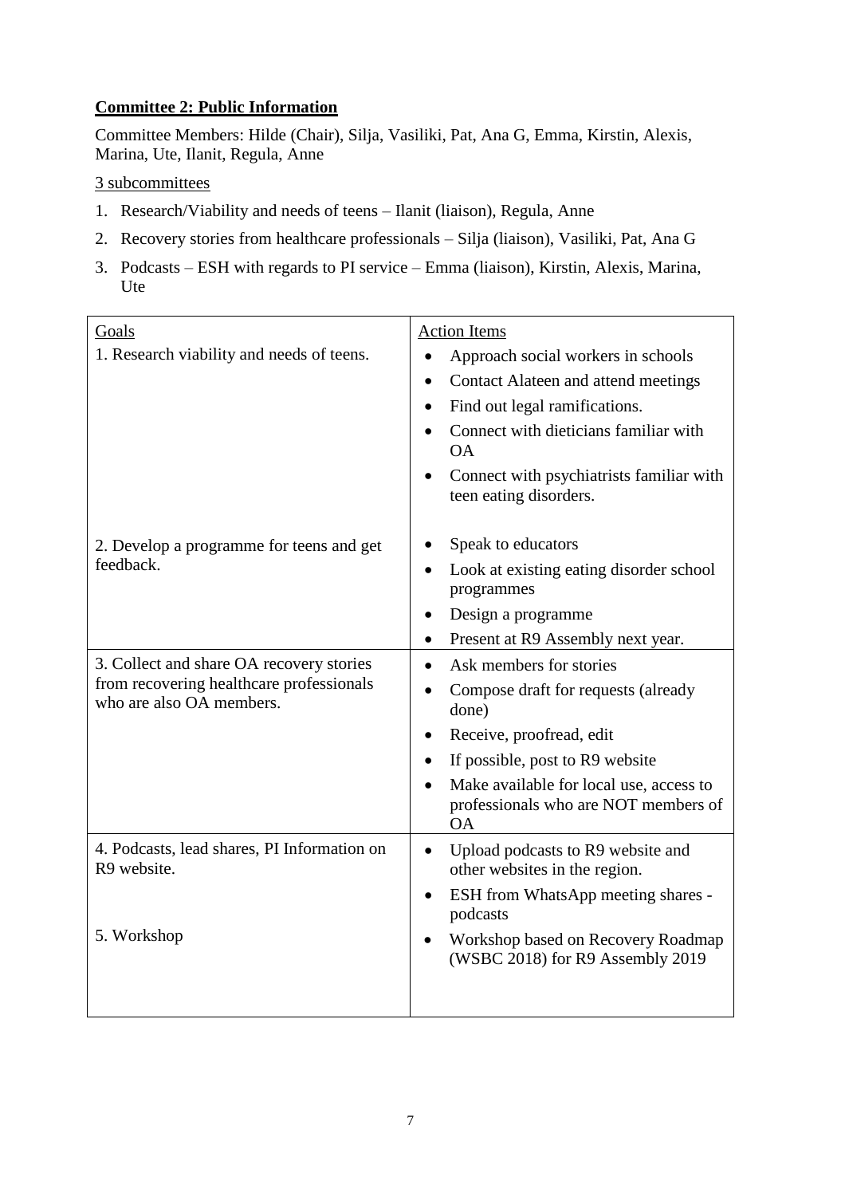**Committee 2: Public Information**

Committee Members: Hilde (Chair), Silja, Vasiliki, Pat, Ana G, Emma, Kirstin, Alexis, Marina, Ute, Ilanit, Regula, Anne

3 subcommittees

1. Research/Viability and needs of teens – Ilanit (liaison), Regula, Anne
2. Recovery stories from healthcare professionals – Silja (liaison), Vasiliki, Pat, Ana G
3. Podcasts – ESH with regards to PI service – Emma (liaison), Kirstin, Alexis, Marina, Ute

| Goals | Action Items |
| --- | --- |
| 1. Research viability and needs of teens. | • Approach social workers in schools<br>• Contact Alateen and attend meetings<br>• Find out legal ramifications.<br>• Connect with dieticians familiar with OA<br>• Connect with psychiatrists familiar with teen eating disorders. |
| 2. Develop a programme for teens and get feedback. | • Speak to educators<br>• Look at existing eating disorder school programmes<br>• Design a programme<br>• Present at R9 Assembly next year. |
| 3. Collect and share OA recovery stories from recovering healthcare professionals who are also OA members. | • Ask members for stories<br>• Compose draft for requests (already done)<br>• Receive, proofread, edit<br>• If possible, post to R9 website<br>• Make available for local use, access to professionals who are NOT members of OA |
| 4. Podcasts, lead shares, PI Information on R9 website. | • Upload podcasts to R9 website and other websites in the region.<br>• ESH from WhatsApp meeting shares - podcasts |
| 5. Workshop | • Workshop based on Recovery Roadmap (WSBC 2018) for R9 Assembly 2019 |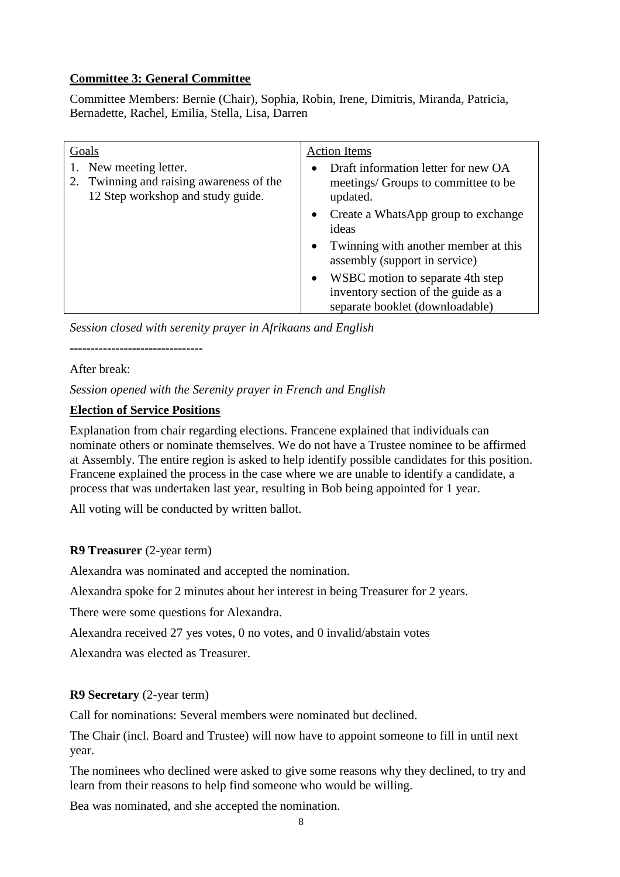**Committee 3: General Committee**

Committee Members: Bernie (Chair), Sophia, Robin, Irene, Dimitris, Miranda, Patricia, Bernadette, Rachel, Emilia, Stella, Lisa, Darren

| Goals | Action Items |
|---|---|
| 1. New meeting letter.<br>2. Twinning and raising awareness of the 12 Step workshop and study guide. | • Draft information letter for new OA meetings/ Groups for committee to be updated.<br>• Create a WhatsApp group to exchange ideas<br>• Twinning with another member at this assembly (support in service)<br>• WSBC motion to separate 4th step inventory section of the guide as a separate booklet (downloadable) |

*Session closed with serenity prayer in Afrikaans and English*

-------------------------------

After break:

*Session opened with the Serenity prayer in French and English*

**Election of Service Positions**

Explanation from chair regarding elections. Francene explained that individuals can nominate others or nominate themselves. We do not have a Trustee nominee to be affirmed at Assembly. The entire region is asked to help identify possible candidates for this position. Francene explained the process in the case where we are unable to identify a candidate, a process that was undertaken last year, resulting in Bob being appointed for 1 year.

All voting will be conducted by written ballot.

**R9 Treasurer** (2-year term)

Alexandra was nominated and accepted the nomination.

Alexandra spoke for 2 minutes about her interest in being Treasurer for 2 years.

There were some questions for Alexandra.

Alexandra received 27 yes votes, 0 no votes, and 0 invalid/abstain votes

Alexandra was elected as Treasurer.

**R9 Secretary** (2-year term)

Call for nominations: Several members were nominated but declined.

The Chair (incl. Board and Trustee) will now have to appoint someone to fill in until next year.

The nominees who declined were asked to give some reasons why they declined, to try and learn from their reasons to help find someone who would be willing.

Bea was nominated, and she accepted the nomination.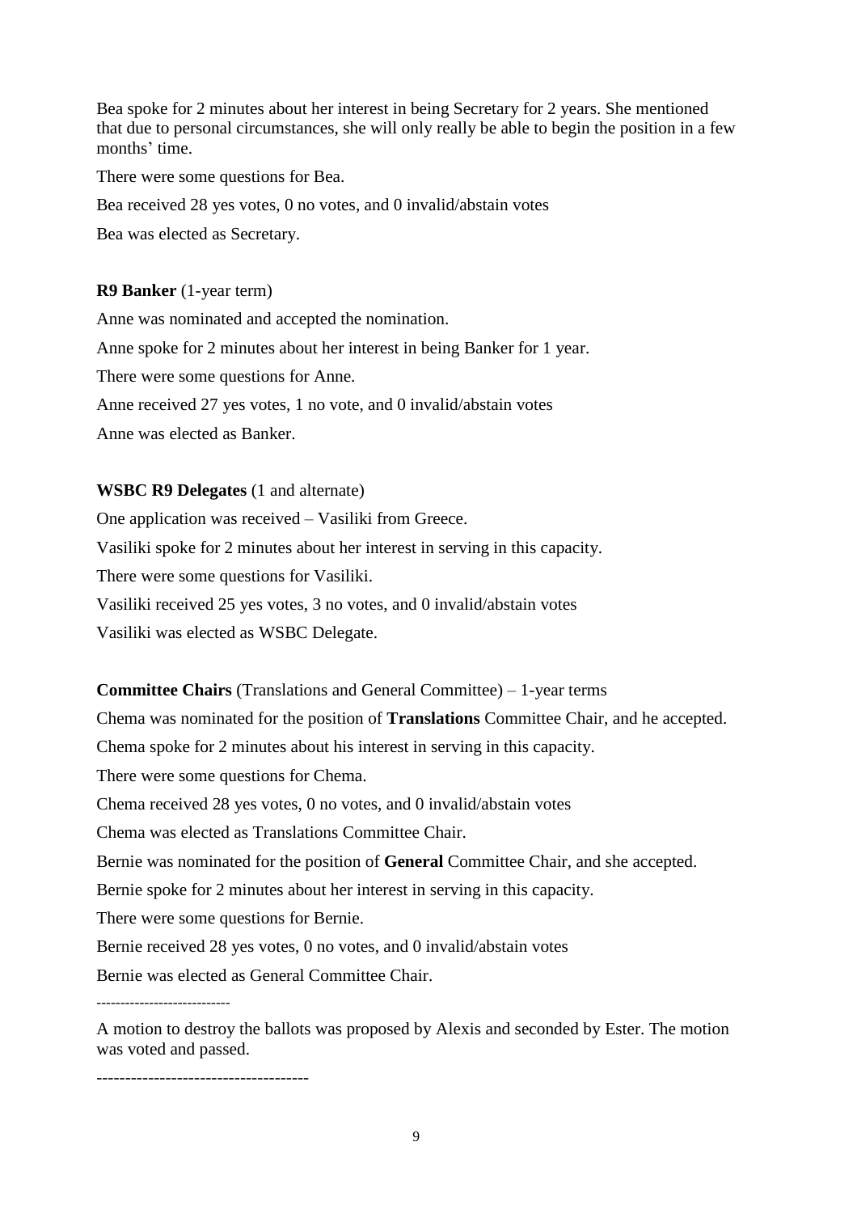Bea spoke for 2 minutes about her interest in being Secretary for 2 years. She mentioned that due to personal circumstances, she will only really be able to begin the position in a few months' time.

There were some questions for Bea.

Bea received 28 yes votes, 0 no votes, and 0 invalid/abstain votes

Bea was elected as Secretary.

**R9 Banker** (1-year term)

Anne was nominated and accepted the nomination.

Anne spoke for 2 minutes about her interest in being Banker for 1 year.

There were some questions for Anne.

Anne received 27 yes votes, 1 no vote, and 0 invalid/abstain votes

Anne was elected as Banker.

**WSBC R9 Delegates** (1 and alternate)

One application was received – Vasiliki from Greece.

Vasiliki spoke for 2 minutes about her interest in serving in this capacity.

There were some questions for Vasiliki.

Vasiliki received 25 yes votes, 3 no votes, and 0 invalid/abstain votes

Vasiliki was elected as WSBC Delegate.

**Committee Chairs** (Translations and General Committee) – 1-year terms

Chema was nominated for the position of **Translations** Committee Chair, and he accepted.

Chema spoke for 2 minutes about his interest in serving in this capacity.

There were some questions for Chema.

Chema received 28 yes votes, 0 no votes, and 0 invalid/abstain votes

Chema was elected as Translations Committee Chair.

Bernie was nominated for the position of **General** Committee Chair, and she accepted.

Bernie spoke for 2 minutes about her interest in serving in this capacity.

There were some questions for Bernie.

Bernie received 28 yes votes, 0 no votes, and 0 invalid/abstain votes

Bernie was elected as General Committee Chair.

---------------------------

A motion to destroy the ballots was proposed by Alexis and seconded by Ester. The motion was voted and passed.

-------------------------------------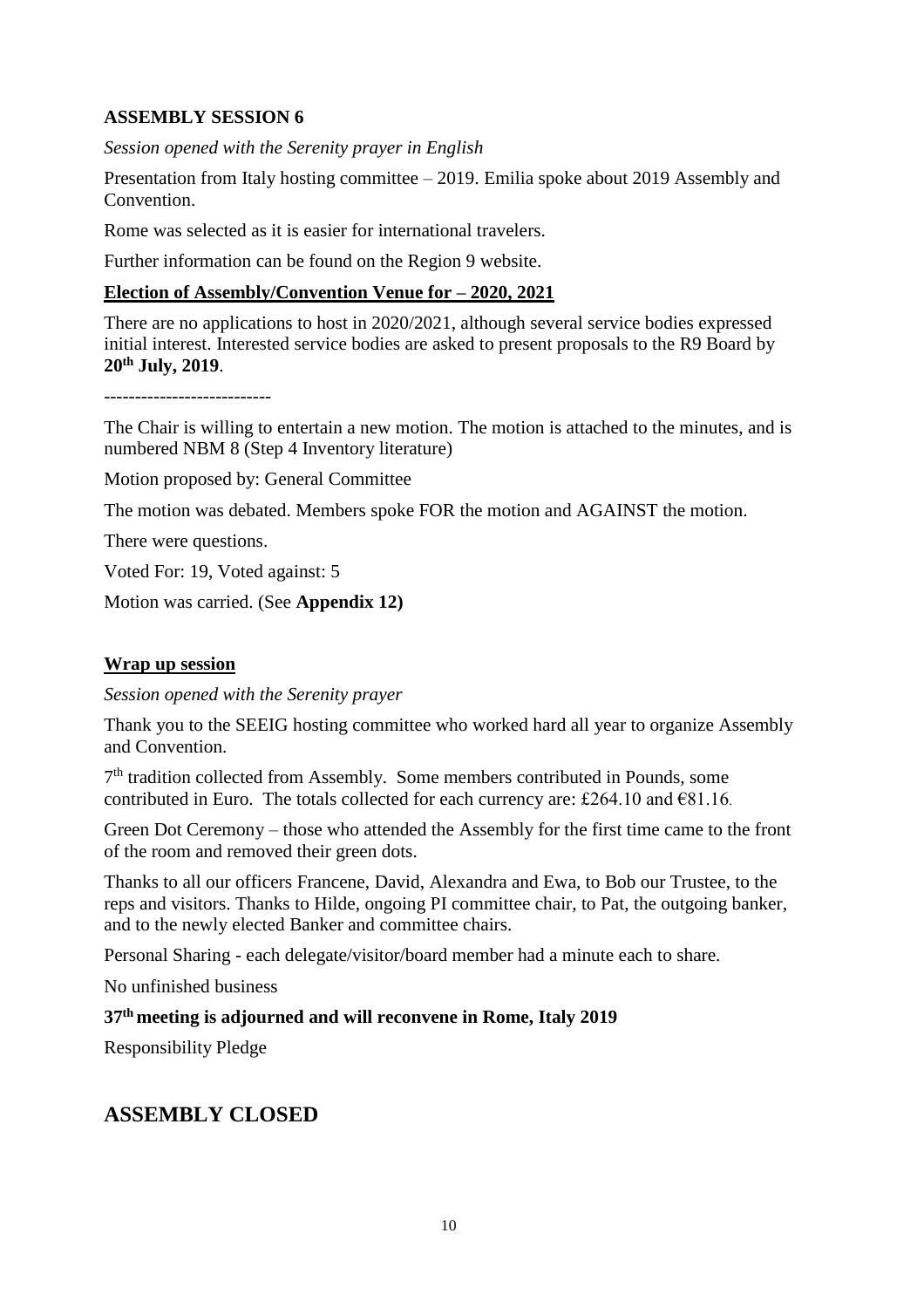## ASSEMBLY SESSION 6

*Session opened with the Serenity prayer in English*

Presentation from Italy hosting committee – 2019. Emilia spoke about 2019 Assembly and Convention.

Rome was selected as it is easier for international travelers.

Further information can be found on the Region 9 website.

**Election of Assembly/Convention Venue for – 2020, 2021**

There are no applications to host in 2020/2021, although several service bodies expressed initial interest. Interested service bodies are asked to present proposals to the R9 Board by **20th July, 2019**.

---------------------------

The Chair is willing to entertain a new motion. The motion is attached to the minutes, and is numbered NBM 8 (Step 4 Inventory literature)

Motion proposed by: General Committee

The motion was debated. Members spoke FOR the motion and AGAINST the motion.

There were questions.

Voted For: 19, Voted against: 5

Motion was carried. (See **Appendix 12)**

**Wrap up session**

*Session opened with the Serenity prayer*

Thank you to the SEEIG hosting committee who worked hard all year to organize Assembly and Convention.

7th tradition collected from Assembly. Some members contributed in Pounds, some contributed in Euro. The totals collected for each currency are: £264.10 and €81.16.

Green Dot Ceremony – those who attended the Assembly for the first time came to the front of the room and removed their green dots.

Thanks to all our officers Francene, David, Alexandra and Ewa, to Bob our Trustee, to the reps and visitors. Thanks to Hilde, ongoing PI committee chair, to Pat, the outgoing banker, and to the newly elected Banker and committee chairs.

Personal Sharing - each delegate/visitor/board member had a minute each to share.

No unfinished business

**37th meeting is adjourned and will reconvene in Rome, Italy 2019**

Responsibility Pledge

# ASSEMBLY CLOSED